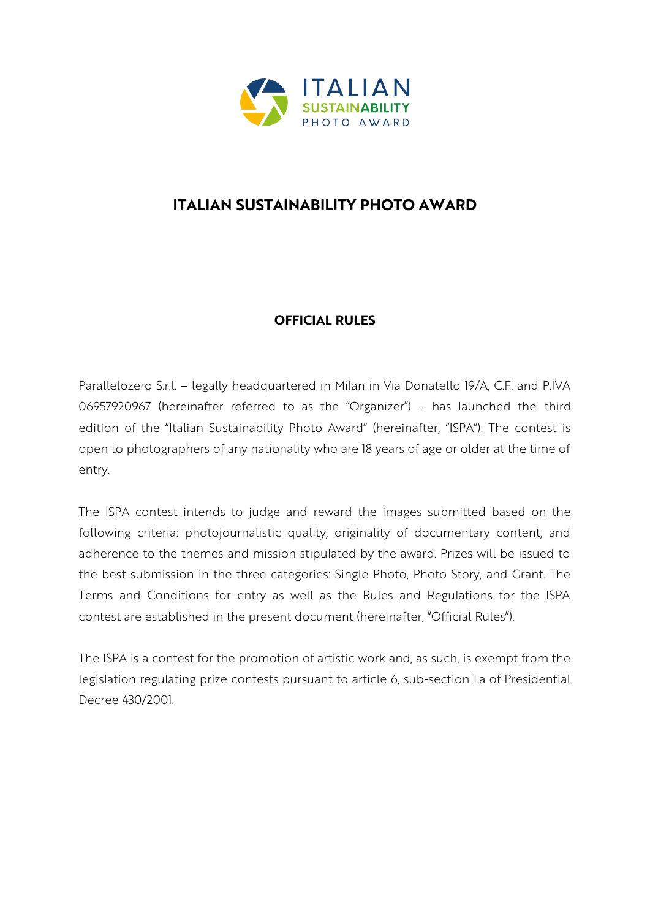# ITALIAN SUSTAINABILITY PHOTO AWARD

## OFFICIAL RULES

Parallelozero S.r.l. – legally headquartered in Milan in Via Donatello 19/A, C.F. and P.IVA 06957920967 (hereinafter referred to as the "Organizer") – has launched the third edition of the "Italian Sustainability Photo Award" (hereinafter, "ISPA"). The contest is open to photographers of any nationality who are 18 years of age or older at the time of entry.

The ISPA contest intends to judge and reward the images submitted based on the following criteria: photojournalistic quality, originality of documentary content, and adherence to the themes and mission stipulated by the award. Prizes will be issued to the best submission in the three categories: Single Photo, Photo Story, and Grant. The Terms and Conditions for entry as well as the Rules and Regulations for the ISPA contest are established in the present document (hereinafter, "Official Rules").

The ISPA is a contest for the promotion of artistic work and, as such, is exempt from the legislation regulating prize contests pursuant to article 6, sub-section 1.a of Presidential Decree 430/2001.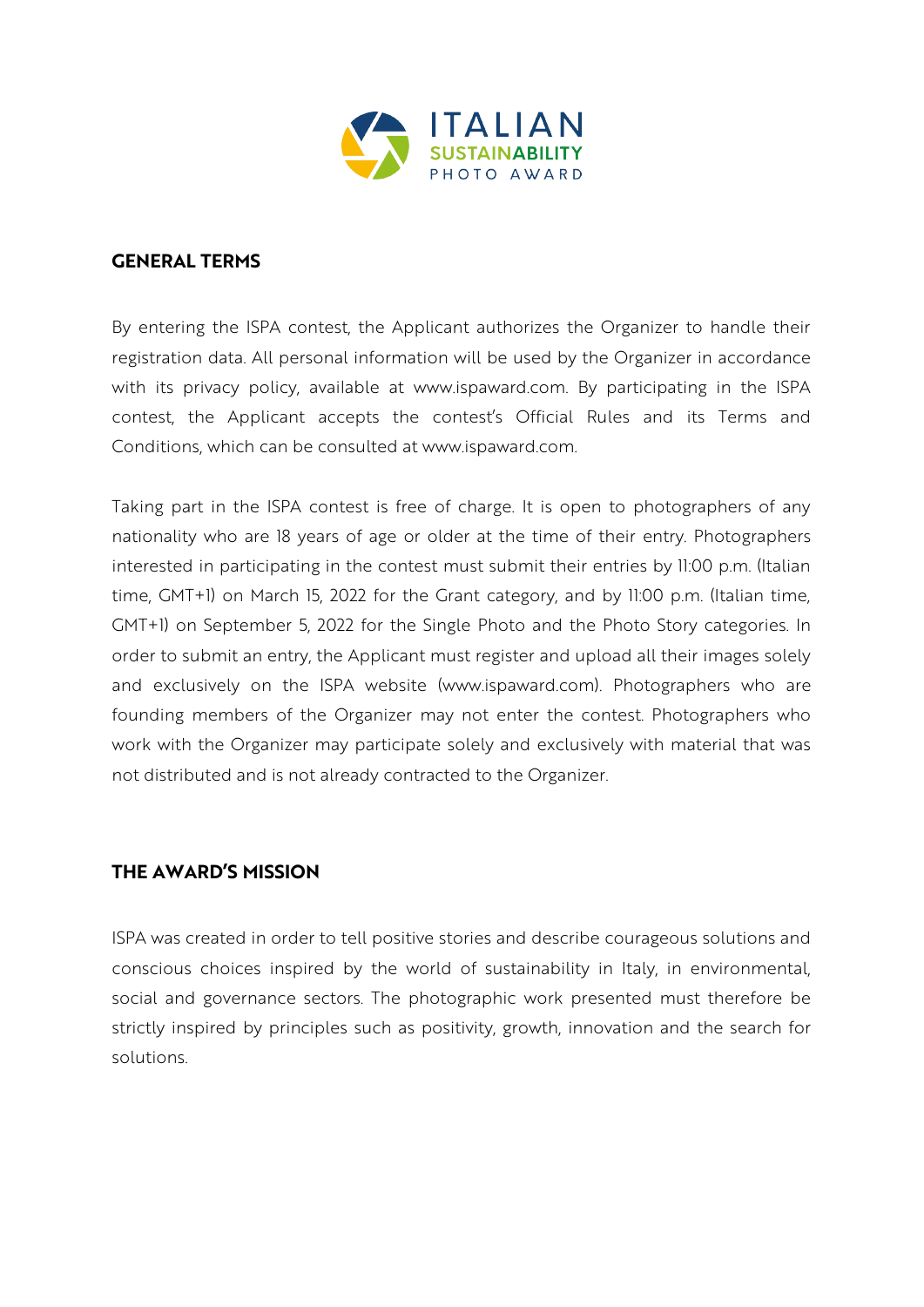## GENERAL TERMS

By entering the ISPA contest, the Applicant authorizes the Organizer to handle their registration data. All personal information will be used by the Organizer in accordance with its privacy policy, available at www.ispaward.com. By participating in the ISPA contest, the Applicant accepts the contest's Official Rules and its Terms and Conditions, which can be consulted at www.ispaward.com.

Taking part in the ISPA contest is free of charge. It is open to photographers of any nationality who are 18 years of age or older at the time of their entry. Photographers interested in participating in the contest must submit their entries by 11:00 p.m. (Italian time, GMT+1) on March 15, 2022 for the Grant category, and by 11:00 p.m. (Italian time, GMT+1) on September 5, 2022 for the Single Photo and the Photo Story categories. In order to submit an entry, the Applicant must register and upload all their images solely and exclusively on the ISPA website (www.ispaward.com). Photographers who are founding members of the Organizer may not enter the contest. Photographers who work with the Organizer may participate solely and exclusively with material that was not distributed and is not already contracted to the Organizer.

## THE AWARD'S MISSION

ISPA was created in order to tell positive stories and describe courageous solutions and conscious choices inspired by the world of sustainability in Italy, in environmental, social and governance sectors. The photographic work presented must therefore be strictly inspired by principles such as positivity, growth, innovation and the search for solutions.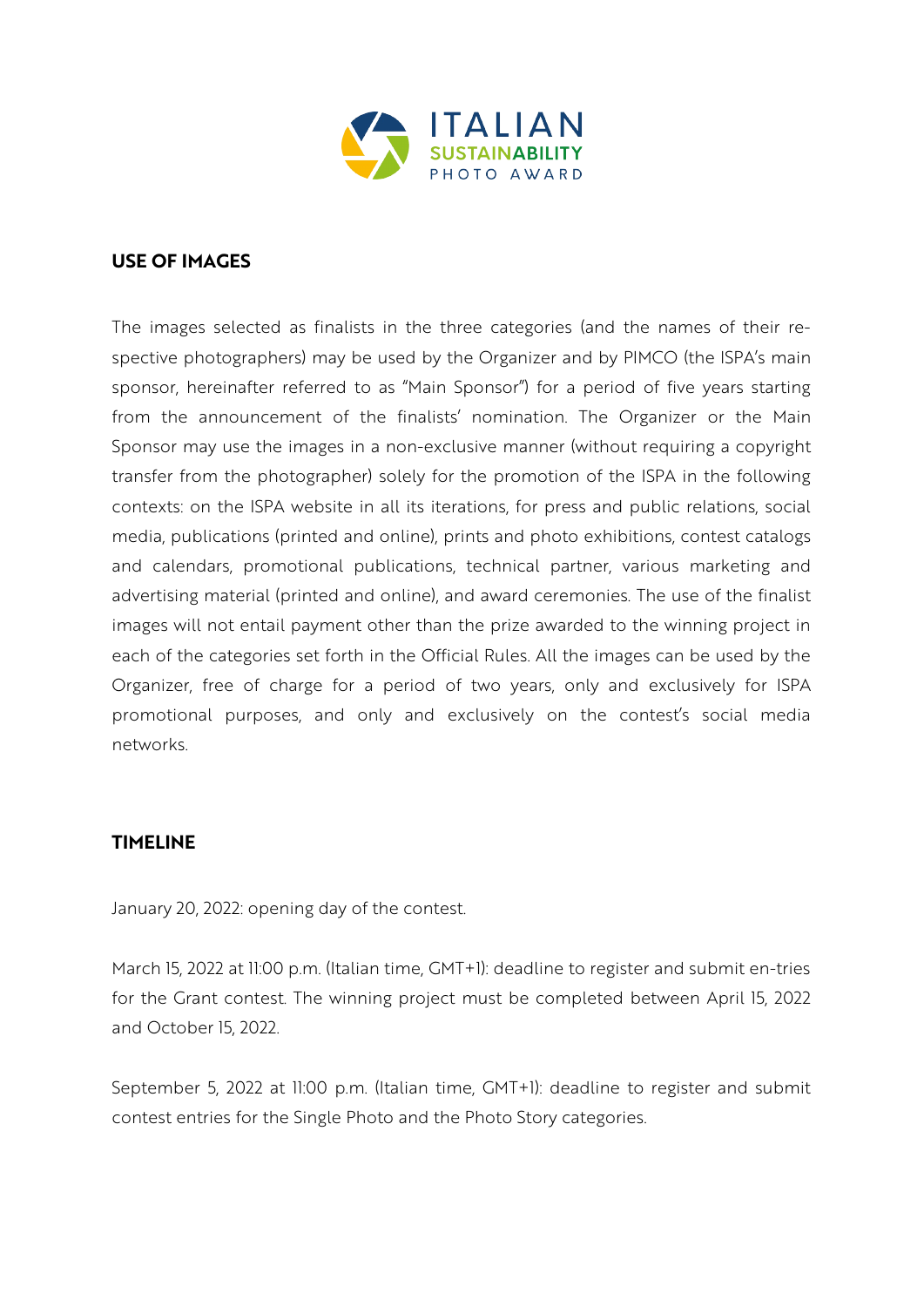## USE OF IMAGES

The images selected as finalists in the three categories (and the names of their re-spective photographers) may be used by the Organizer and by PIMCO (the ISPA's main sponsor, hereinafter referred to as "Main Sponsor") for a period of five years starting from the announcement of the finalists' nomination. The Organizer or the Main Sponsor may use the images in a non-exclusive manner (without requiring a copyright transfer from the photographer) solely for the promotion of the ISPA in the following contexts: on the ISPA website in all its iterations, for press and public relations, social media, publications (printed and online), prints and photo exhibitions, contest catalogs and calendars, promotional publications, technical partner, various marketing and advertising material (printed and online), and award ceremonies. The use of the finalist images will not entail payment other than the prize awarded to the winning project in each of the categories set forth in the Official Rules. All the images can be used by the Organizer, free of charge for a period of two years, only and exclusively for ISPA promotional purposes, and only and exclusively on the contest's social media networks.

## TIMELINE

January 20, 2022: opening day of the contest.

March 15, 2022 at 11:00 p.m. (Italian time, GMT+1): deadline to register and submit en-tries for the Grant contest. The winning project must be completed between April 15, 2022 and October 15, 2022.

September 5, 2022 at 11:00 p.m. (Italian time, GMT+1): deadline to register and submit contest entries for the Single Photo and the Photo Story categories.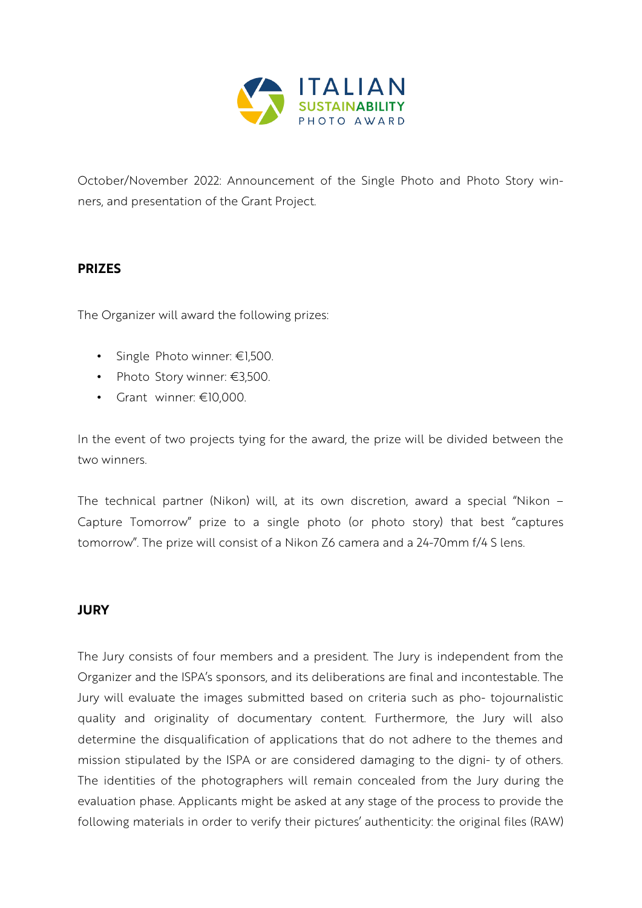October/November 2022: Announcement of the Single Photo and Photo Story winners, and presentation of the Grant Project.

## PRIZES

The Organizer will award the following prizes:

- Single Photo winner: €1,500.
- Photo Story winner: €3,500.
- Grant winner: €10,000.

In the event of two projects tying for the award, the prize will be divided between the two winners.

The technical partner (Nikon) will, at its own discretion, award a special "Nikon – Capture Tomorrow" prize to a single photo (or photo story) that best "captures tomorrow". The prize will consist of a Nikon Z6 camera and a 24-70mm f/4 S lens.

## JURY

The Jury consists of four members and a president. The Jury is independent from the Organizer and the ISPA's sponsors, and its deliberations are final and incontestable. The Jury will evaluate the images submitted based on criteria such as photojournalistic quality and originality of documentary content. Furthermore, the Jury will also determine the disqualification of applications that do not adhere to the themes and mission stipulated by the ISPA or are considered damaging to the dignity of others. The identities of the photographers will remain concealed from the Jury during the evaluation phase. Applicants might be asked at any stage of the process to provide the following materials in order to verify their pictures' authenticity: the original files (RAW)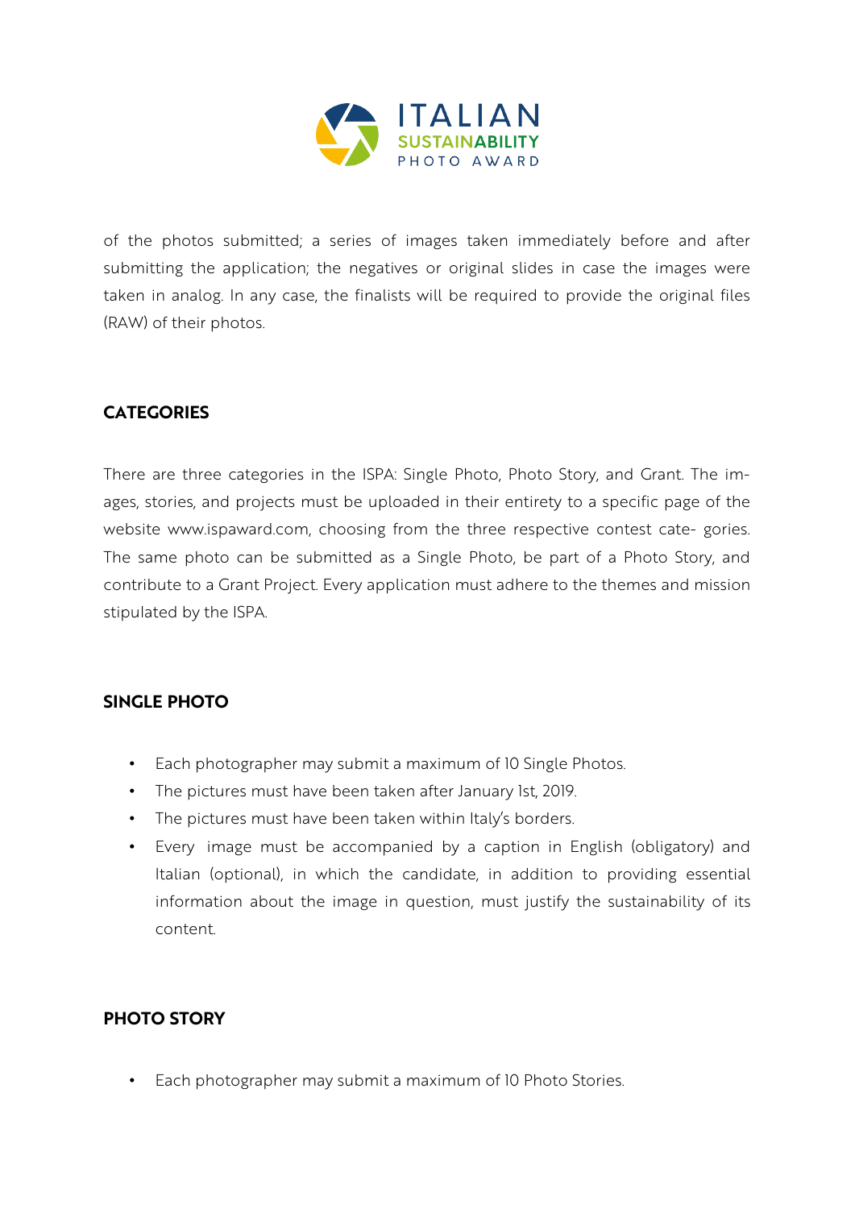of the photos submitted; a series of images taken immediately before and after submitting the application; the negatives or original slides in case the images were taken in analog. In any case, the finalists will be required to provide the original files (RAW) of their photos.

## CATEGORIES

There are three categories in the ISPA: Single Photo, Photo Story, and Grant. The images, stories, and projects must be uploaded in their entirety to a specific page of the website www.ispaward.com, choosing from the three respective contest categories. The same photo can be submitted as a Single Photo, be part of a Photo Story, and contribute to a Grant Project. Every application must adhere to the themes and mission stipulated by the ISPA.

## SINGLE PHOTO

- Each photographer may submit a maximum of 10 Single Photos.
- The pictures must have been taken after January 1st, 2019.
- The pictures must have been taken within Italy's borders.
- Every image must be accompanied by a caption in English (obligatory) and Italian (optional), in which the candidate, in addition to providing essential information about the image in question, must justify the sustainability of its content.

## PHOTO STORY

- Each photographer may submit a maximum of 10 Photo Stories.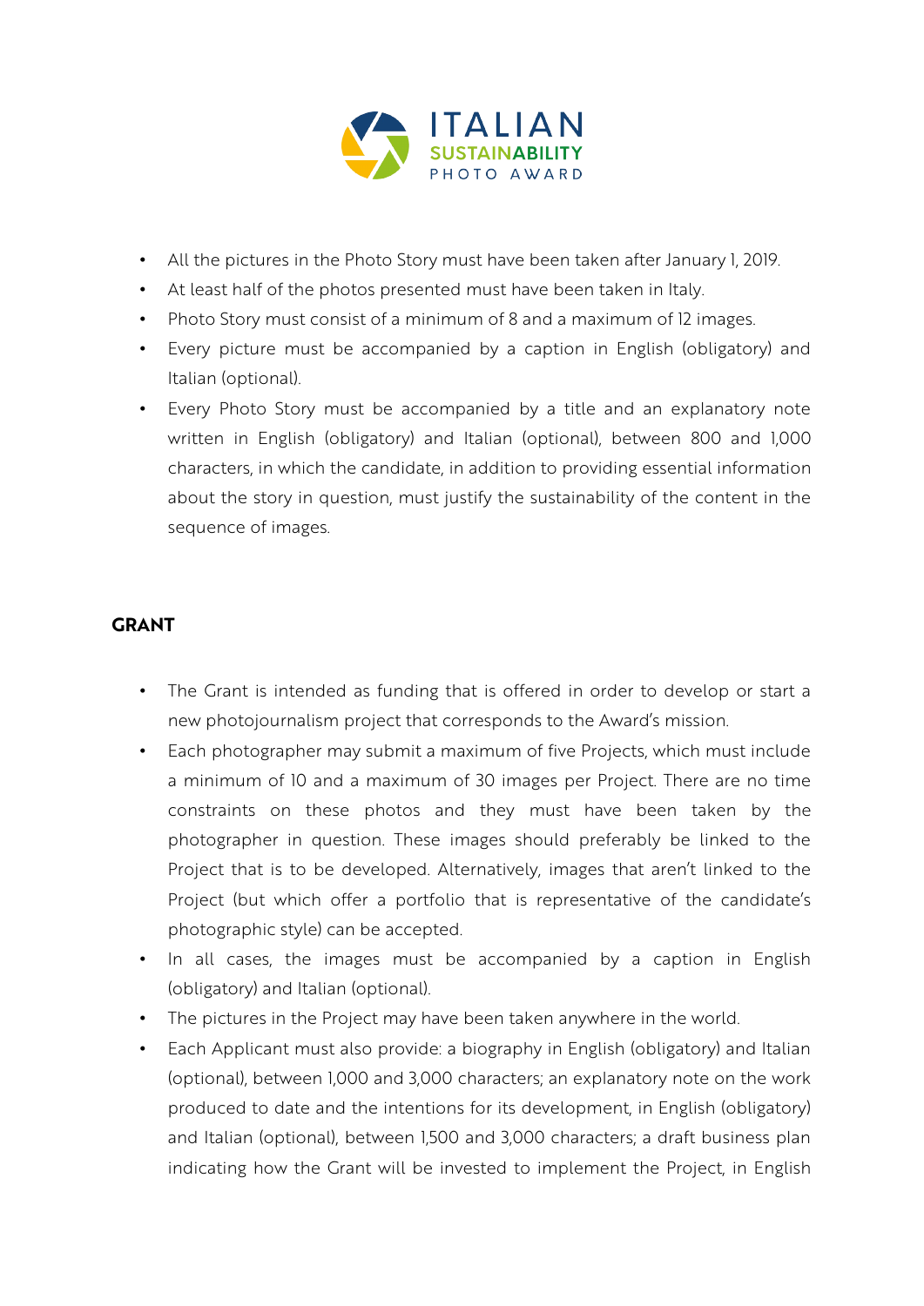- All the pictures in the Photo Story must have been taken after January 1, 2019.
- At least half of the photos presented must have been taken in Italy.
- Photo Story must consist of a minimum of 8 and a maximum of 12 images.
- Every picture must be accompanied by a caption in English (obligatory) and Italian (optional).
- Every Photo Story must be accompanied by a title and an explanatory note written in English (obligatory) and Italian (optional), between 800 and 1,000 characters, in which the candidate, in addition to providing essential information about the story in question, must justify the sustainability of the content in the sequence of images.

## GRANT

- The Grant is intended as funding that is offered in order to develop or start a new photojournalism project that corresponds to the Award's mission.
- Each photographer may submit a maximum of five Projects, which must include a minimum of 10 and a maximum of 30 images per Project. There are no time constraints on these photos and they must have been taken by the photographer in question. These images should preferably be linked to the Project that is to be developed. Alternatively, images that aren't linked to the Project (but which offer a portfolio that is representative of the candidate's photographic style) can be accepted.
- In all cases, the images must be accompanied by a caption in English (obligatory) and Italian (optional).
- The pictures in the Project may have been taken anywhere in the world.
- Each Applicant must also provide: a biography in English (obligatory) and Italian (optional), between 1,000 and 3,000 characters; an explanatory note on the work produced to date and the intentions for its development, in English (obligatory) and Italian (optional), between 1,500 and 3,000 characters; a draft business plan indicating how the Grant will be invested to implement the Project, in English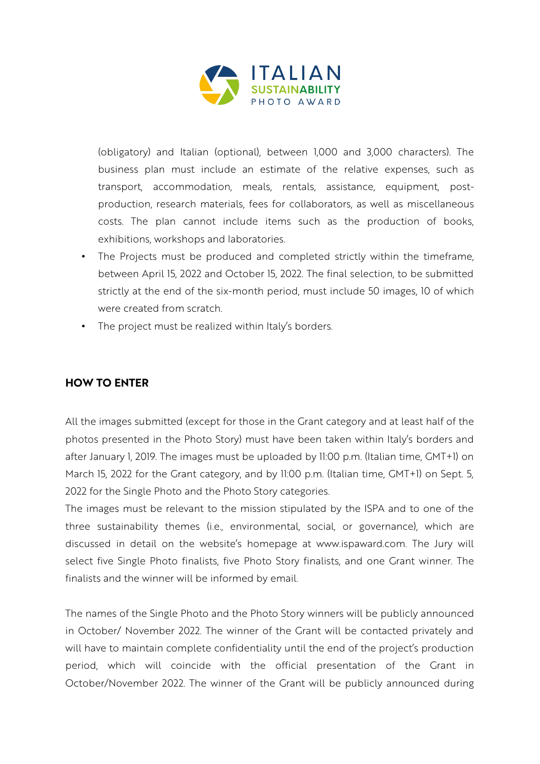(obligatory) and Italian (optional), between 1,000 and 3,000 characters). The business plan must include an estimate of the relative expenses, such as transport, accommodation, meals, rentals, assistance, equipment, post-production, research materials, fees for collaborators, as well as miscellaneous costs. The plan cannot include items such as the production of books, exhibitions, workshops and laboratories.

- The Projects must be produced and completed strictly within the timeframe, between April 15, 2022 and October 15, 2022. The final selection, to be submitted strictly at the end of the six-month period, must include 50 images, 10 of which were created from scratch.
- The project must be realized within Italy's borders.

## HOW TO ENTER

All the images submitted (except for those in the Grant category and at least half of the photos presented in the Photo Story) must have been taken within Italy's borders and after January 1, 2019. The images must be uploaded by 11:00 p.m. (Italian time, GMT+1) on March 15, 2022 for the Grant category, and by 11:00 p.m. (Italian time, GMT+1) on Sept. 5, 2022 for the Single Photo and the Photo Story categories.

The images must be relevant to the mission stipulated by the ISPA and to one of the three sustainability themes (i.e., environmental, social, or governance), which are discussed in detail on the website's homepage at www.ispaward.com. The Jury will select five Single Photo finalists, five Photo Story finalists, and one Grant winner. The finalists and the winner will be informed by email.

The names of the Single Photo and the Photo Story winners will be publicly announced in October/ November 2022. The winner of the Grant will be contacted privately and will have to maintain complete confidentiality until the end of the project's production period, which will coincide with the official presentation of the Grant in October/November 2022. The winner of the Grant will be publicly announced during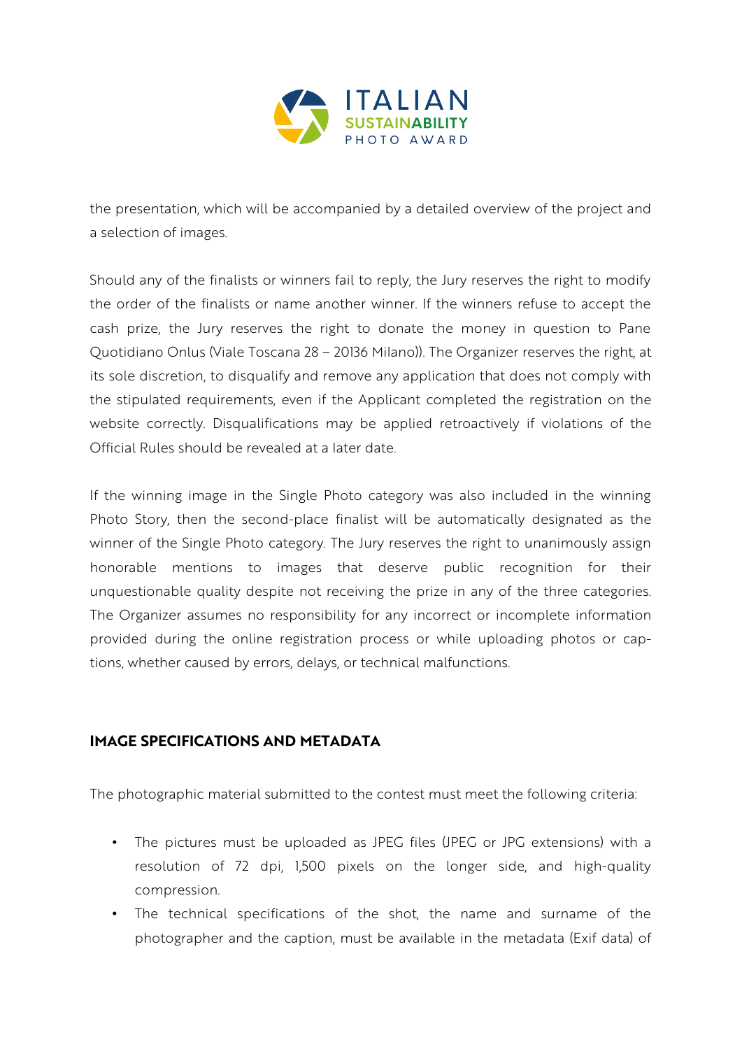the presentation, which will be accompanied by a detailed overview of the project and a selection of images.

Should any of the finalists or winners fail to reply, the Jury reserves the right to modify the order of the finalists or name another winner. If the winners refuse to accept the cash prize, the Jury reserves the right to donate the money in question to Pane Quotidiano Onlus (Viale Toscana 28 – 20136 Milano)). The Organizer reserves the right, at its sole discretion, to disqualify and remove any application that does not comply with the stipulated requirements, even if the Applicant completed the registration on the website correctly. Disqualifications may be applied retroactively if violations of the Official Rules should be revealed at a later date.

If the winning image in the Single Photo category was also included in the winning Photo Story, then the second-place finalist will be automatically designated as the winner of the Single Photo category. The Jury reserves the right to unanimously assign honorable mentions to images that deserve public recognition for their unquestionable quality despite not receiving the prize in any of the three categories. The Organizer assumes no responsibility for any incorrect or incomplete information provided during the online registration process or while uploading photos or captions, whether caused by errors, delays, or technical malfunctions.

## IMAGE SPECIFICATIONS AND METADATA

The photographic material submitted to the contest must meet the following criteria:

- The pictures must be uploaded as JPEG files (JPEG or JPG extensions) with a resolution of 72 dpi, 1,500 pixels on the longer side, and high-quality compression.
- The technical specifications of the shot, the name and surname of the photographer and the caption, must be available in the metadata (Exif data) of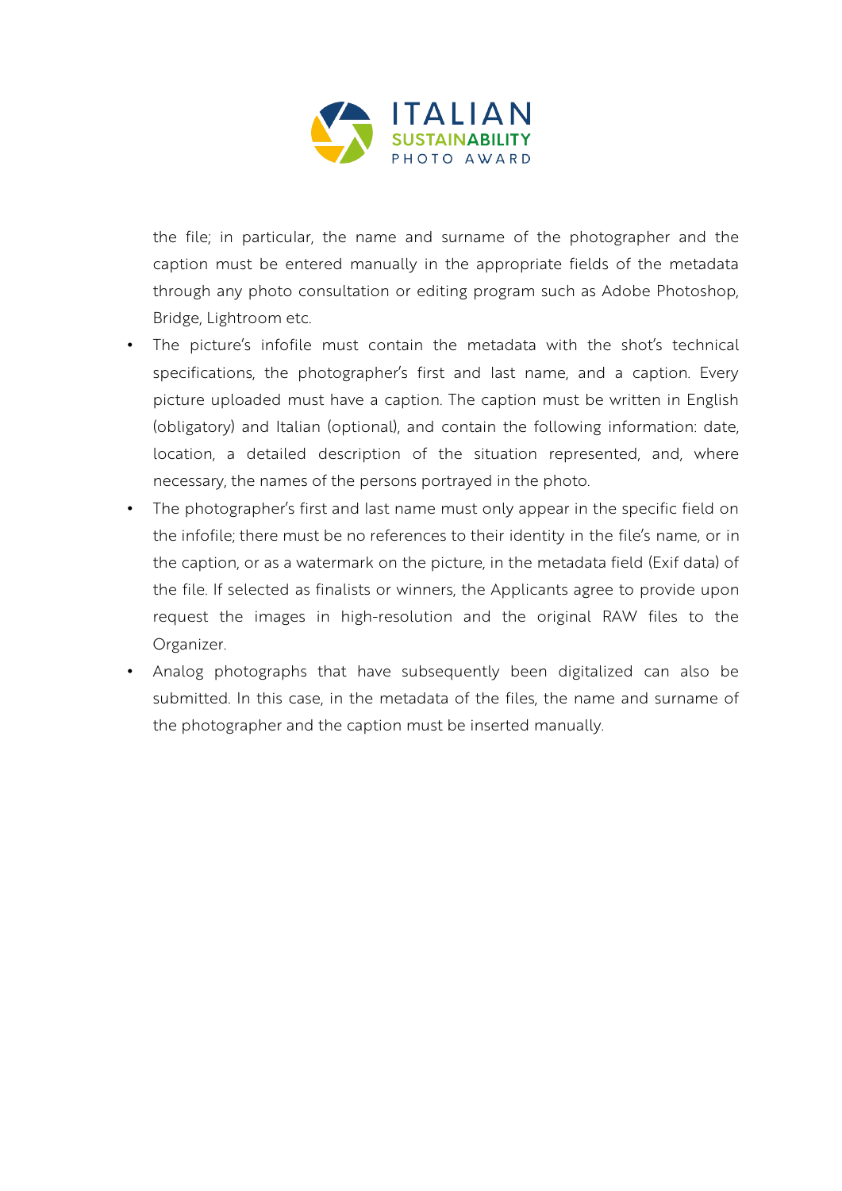the file; in particular, the name and surname of the photographer and the caption must be entered manually in the appropriate fields of the metadata through any photo consultation or editing program such as Adobe Photoshop, Bridge, Lightroom etc.

- The picture's infofile must contain the metadata with the shot's technical specifications, the photographer's first and last name, and a caption. Every picture uploaded must have a caption. The caption must be written in English (obligatory) and Italian (optional), and contain the following information: date, location, a detailed description of the situation represented, and, where necessary, the names of the persons portrayed in the photo.
- The photographer's first and last name must only appear in the specific field on the infofile; there must be no references to their identity in the file's name, or in the caption, or as a watermark on the picture, in the metadata field (Exif data) of the file. If selected as finalists or winners, the Applicants agree to provide upon request the images in high-resolution and the original RAW files to the Organizer.
- Analog photographs that have subsequently been digitalized can also be submitted. In this case, in the metadata of the files, the name and surname of the photographer and the caption must be inserted manually.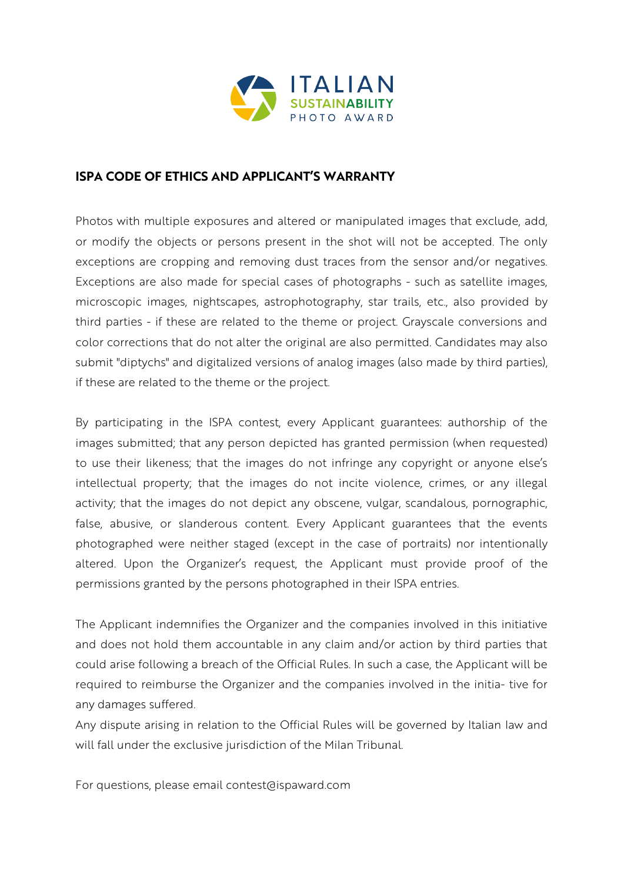ITALIAN
SUSTAINABILITY
PHOTO AWARD

## ISPA CODE OF ETHICS AND APPLICANT'S WARRANTY

Photos with multiple exposures and altered or manipulated images that exclude, add, or modify the objects or persons present in the shot will not be accepted. The only exceptions are cropping and removing dust traces from the sensor and/or negatives. Exceptions are also made for special cases of photographs - such as satellite images, microscopic images, nightscapes, astrophotography, star trails, etc., also provided by third parties - if these are related to the theme or project. Grayscale conversions and color corrections that do not alter the original are also permitted. Candidates may also submit "diptychs" and digitalized versions of analog images (also made by third parties), if these are related to the theme or the project.

By participating in the ISPA contest, every Applicant guarantees: authorship of the images submitted; that any person depicted has granted permission (when requested) to use their likeness; that the images do not infringe any copyright or anyone else's intellectual property; that the images do not incite violence, crimes, or any illegal activity; that the images do not depict any obscene, vulgar, scandalous, pornographic, false, abusive, or slanderous content. Every Applicant guarantees that the events photographed were neither staged (except in the case of portraits) nor intentionally altered. Upon the Organizer's request, the Applicant must provide proof of the permissions granted by the persons photographed in their ISPA entries.

The Applicant indemnifies the Organizer and the companies involved in this initiative and does not hold them accountable in any claim and/or action by third parties that could arise following a breach of the Official Rules. In such a case, the Applicant will be required to reimburse the Organizer and the companies involved in the initia- tive for any damages suffered.
Any dispute arising in relation to the Official Rules will be governed by Italian law and will fall under the exclusive jurisdiction of the Milan Tribunal.

For questions, please email contest@ispaward.com